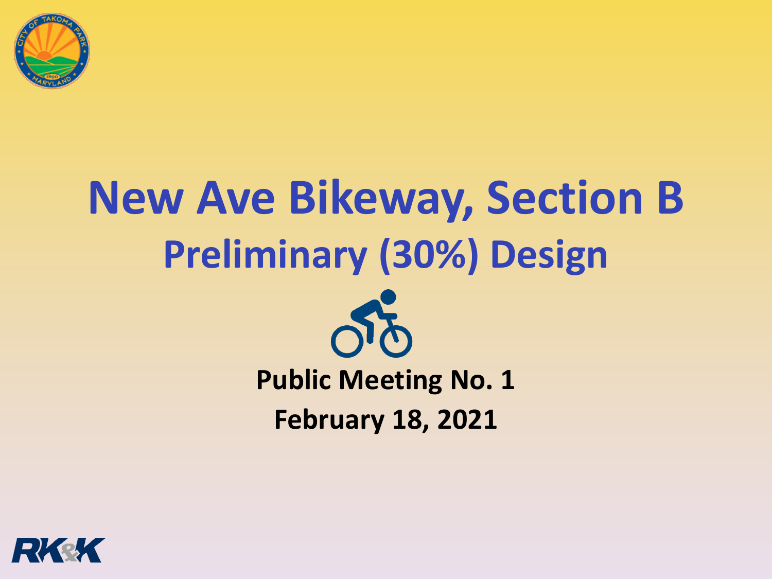# New Ave Bikeway, Section B

## Preliminary (30%) Design

**Public Meeting No. 1**

**February 18, 2021**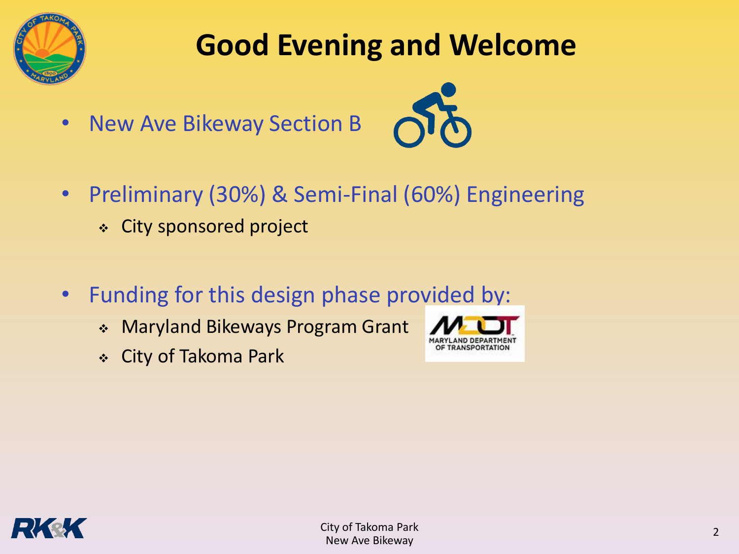# Good Evening and Welcome

- New Ave Bikeway Section B

- Preliminary (30%) & Semi-Final (60%) Engineering
  - City sponsored project

- Funding for this design phase provided by:
  - Maryland Bikeways Program Grant
  - City of Takoma Park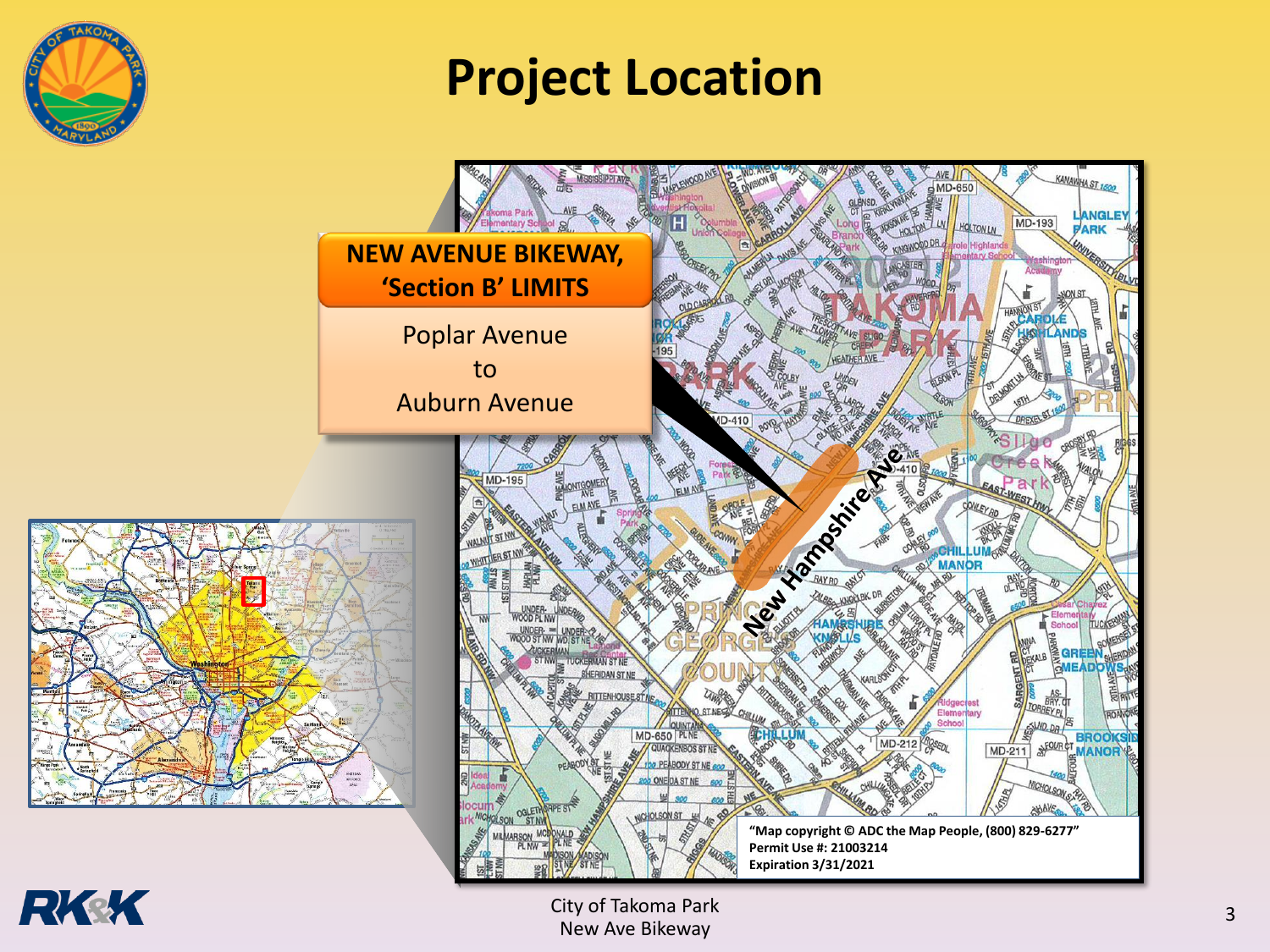# Project Location

**NEW AVENUE BIKEWAY, 'Section B' LIMITS**

Poplar Avenue
to
Auburn Avenue

New Hampshire Ave

"Map copyright © ADC the Map People, (800) 829-6277"
Permit Use #: 21003214
Expiration 3/31/2021

City of Takoma Park
New Ave Bikeway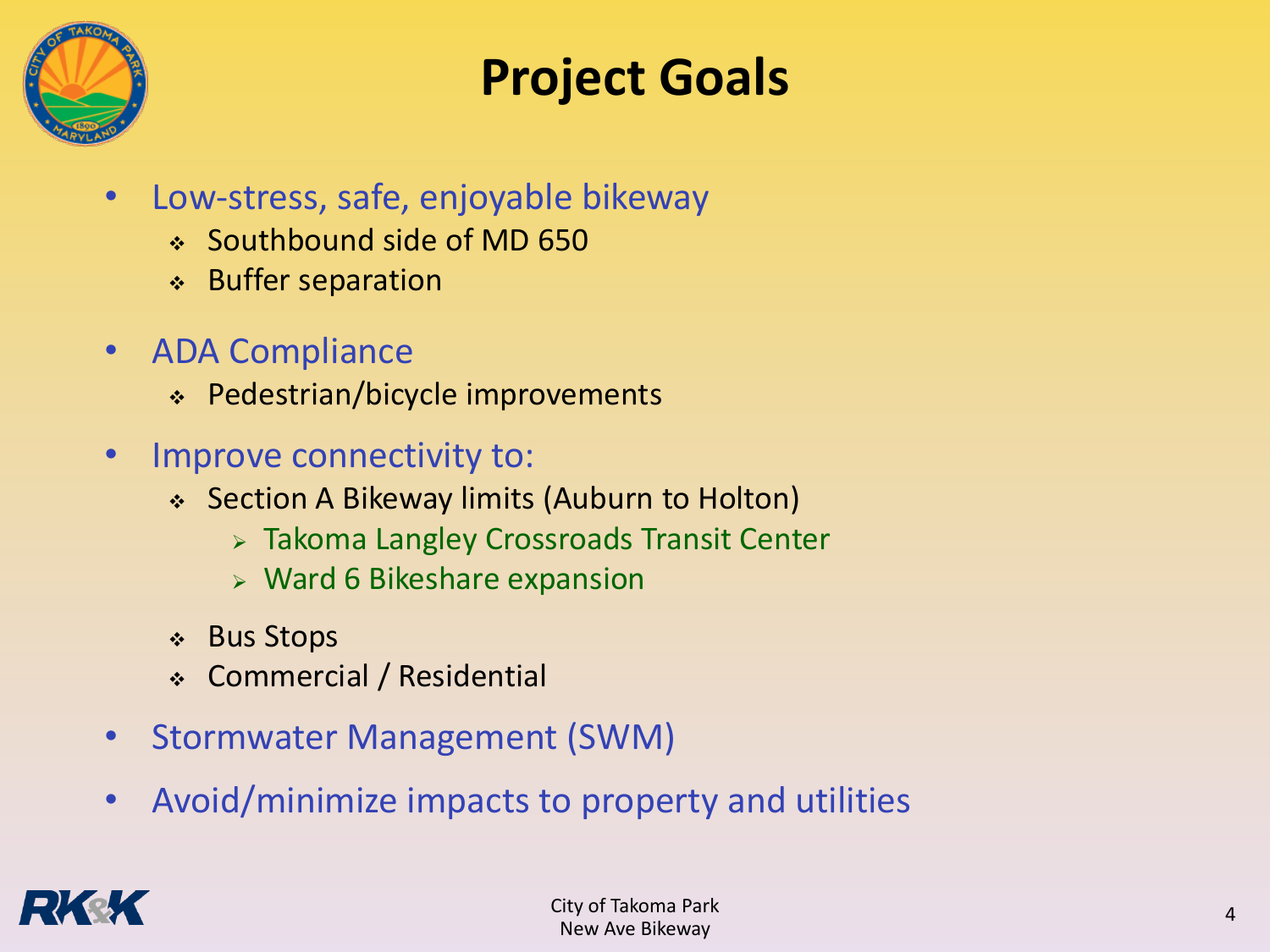# Project Goals

- Low-stress, safe, enjoyable bikeway
  - Southbound side of MD 650
  - Buffer separation
- ADA Compliance
  - Pedestrian/bicycle improvements
- Improve connectivity to:
  - Section A Bikeway limits (Auburn to Holton)
    - Takoma Langley Crossroads Transit Center
    - Ward 6 Bikeshare expansion
  - Bus Stops
  - Commercial / Residential
- Stormwater Management (SWM)
- Avoid/minimize impacts to property and utilities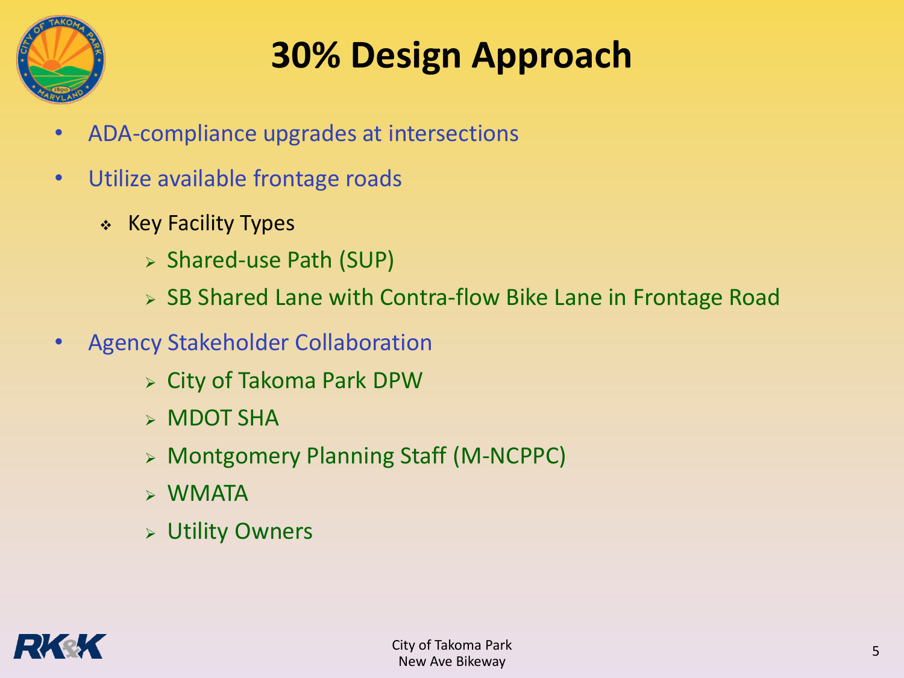# 30% Design Approach

- ADA-compliance upgrades at intersections
- Utilize available frontage roads
  - Key Facility Types
    - Shared-use Path (SUP)
    - SB Shared Lane with Contra-flow Bike Lane in Frontage Road
- Agency Stakeholder Collaboration
    - City of Takoma Park DPW
    - MDOT SHA
    - Montgomery Planning Staff (M-NCPPC)
    - WMATA
    - Utility Owners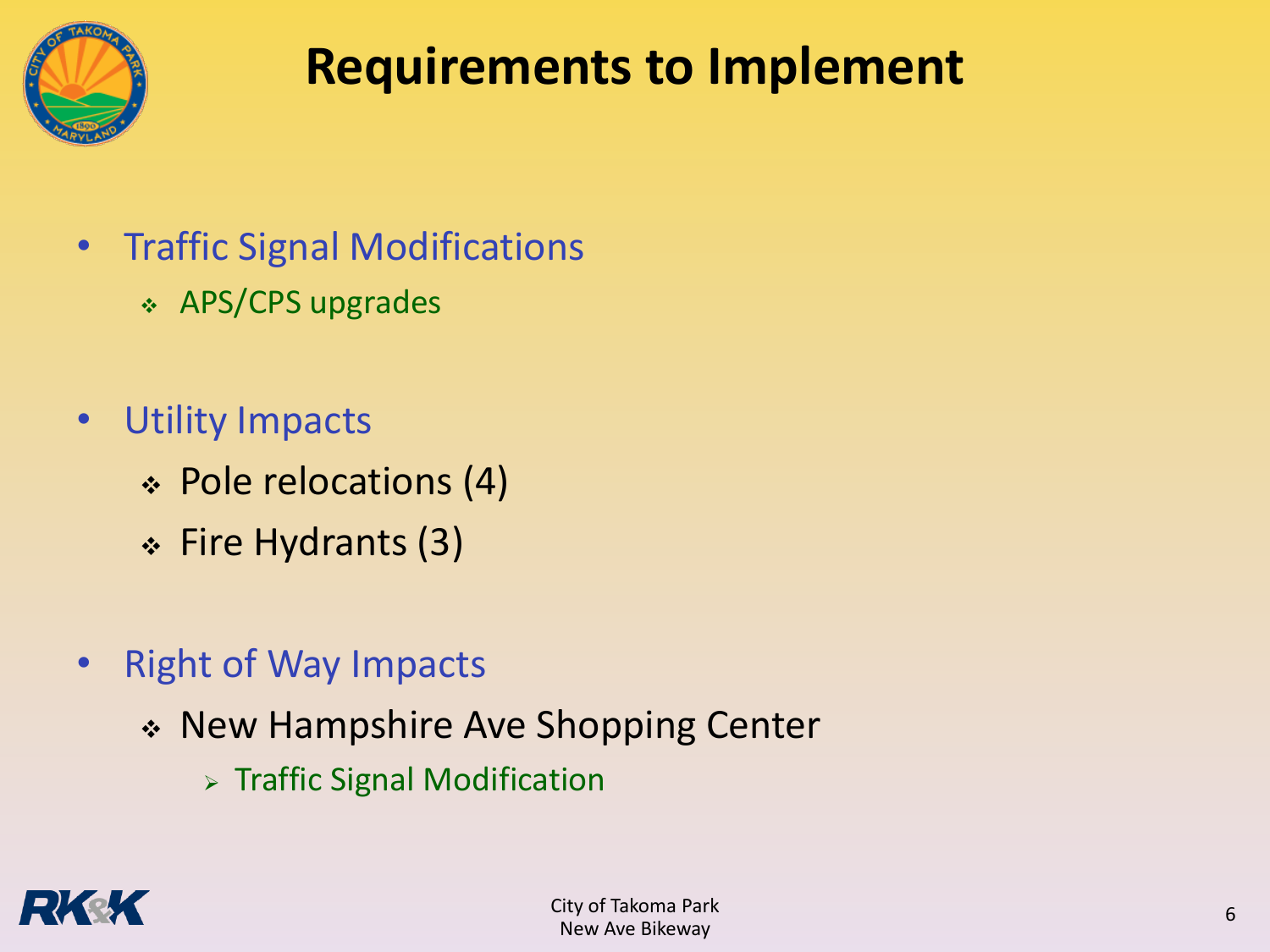# Requirements to Implement

- Traffic Signal Modifications
  - APS/CPS upgrades
- Utility Impacts
  - Pole relocations (4)
  - Fire Hydrants (3)
- Right of Way Impacts
  - New Hampshire Ave Shopping Center
    - Traffic Signal Modification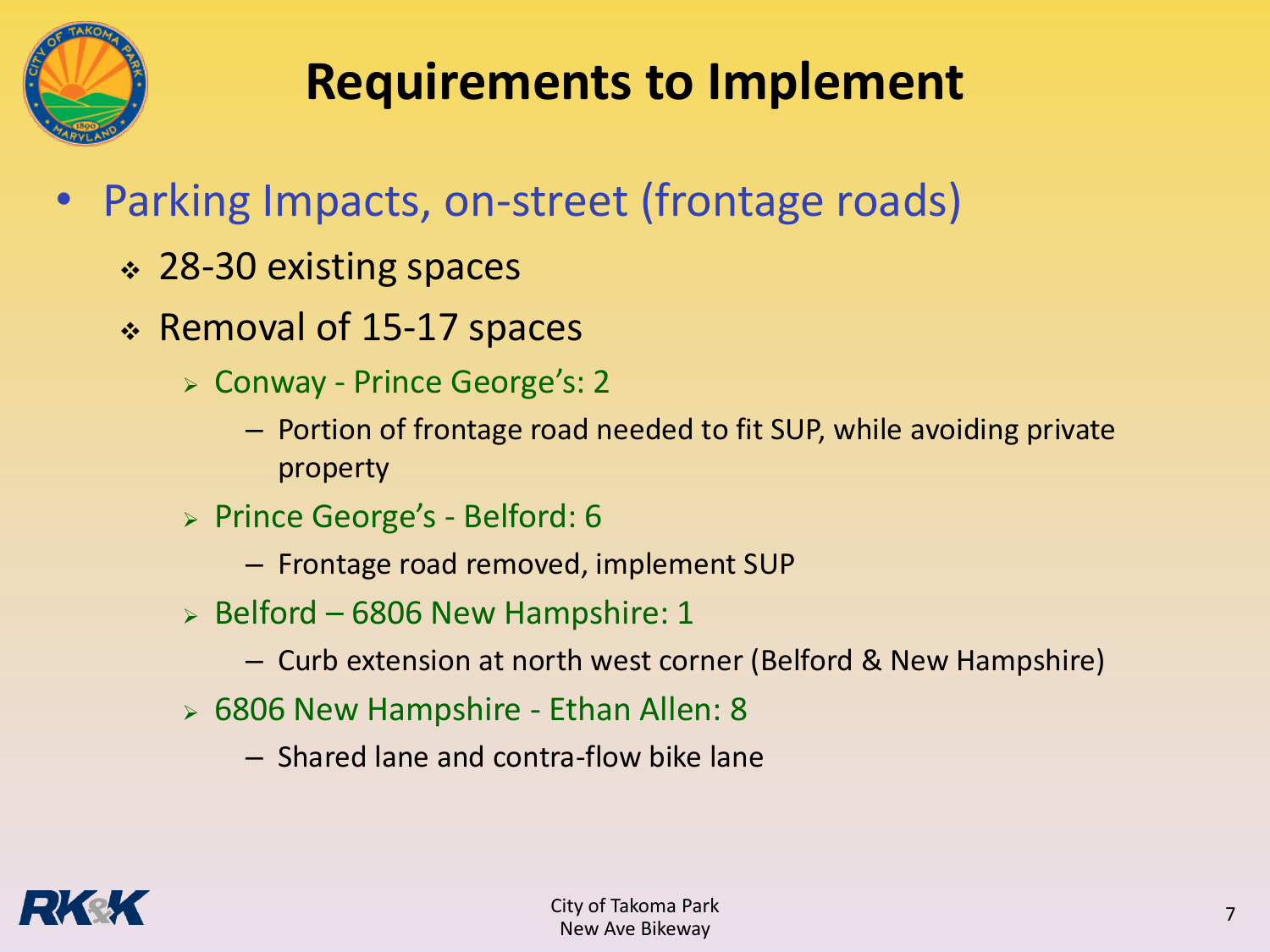# Requirements to Implement

- Parking Impacts, on-street (frontage roads)
  - 28-30 existing spaces
  - Removal of 15-17 spaces
    - Conway - Prince George's: 2
      - Portion of frontage road needed to fit SUP, while avoiding private property
    - Prince George's - Belford: 6
      - Frontage road removed, implement SUP
    - Belford – 6806 New Hampshire: 1
      - Curb extension at north west corner (Belford & New Hampshire)
    - 6806 New Hampshire - Ethan Allen: 8
      - Shared lane and contra-flow bike lane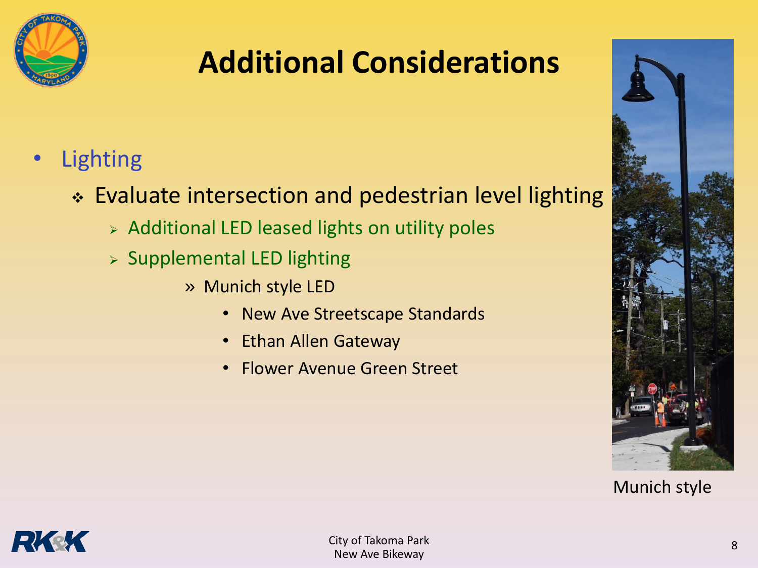# Additional Considerations

- Lighting
  - Evaluate intersection and pedestrian level lighting
    - Additional LED leased lights on utility poles
    - Supplemental LED lighting
      - Munich style LED
        - New Ave Streetscape Standards
        - Ethan Allen Gateway
        - Flower Avenue Green Street

Munich style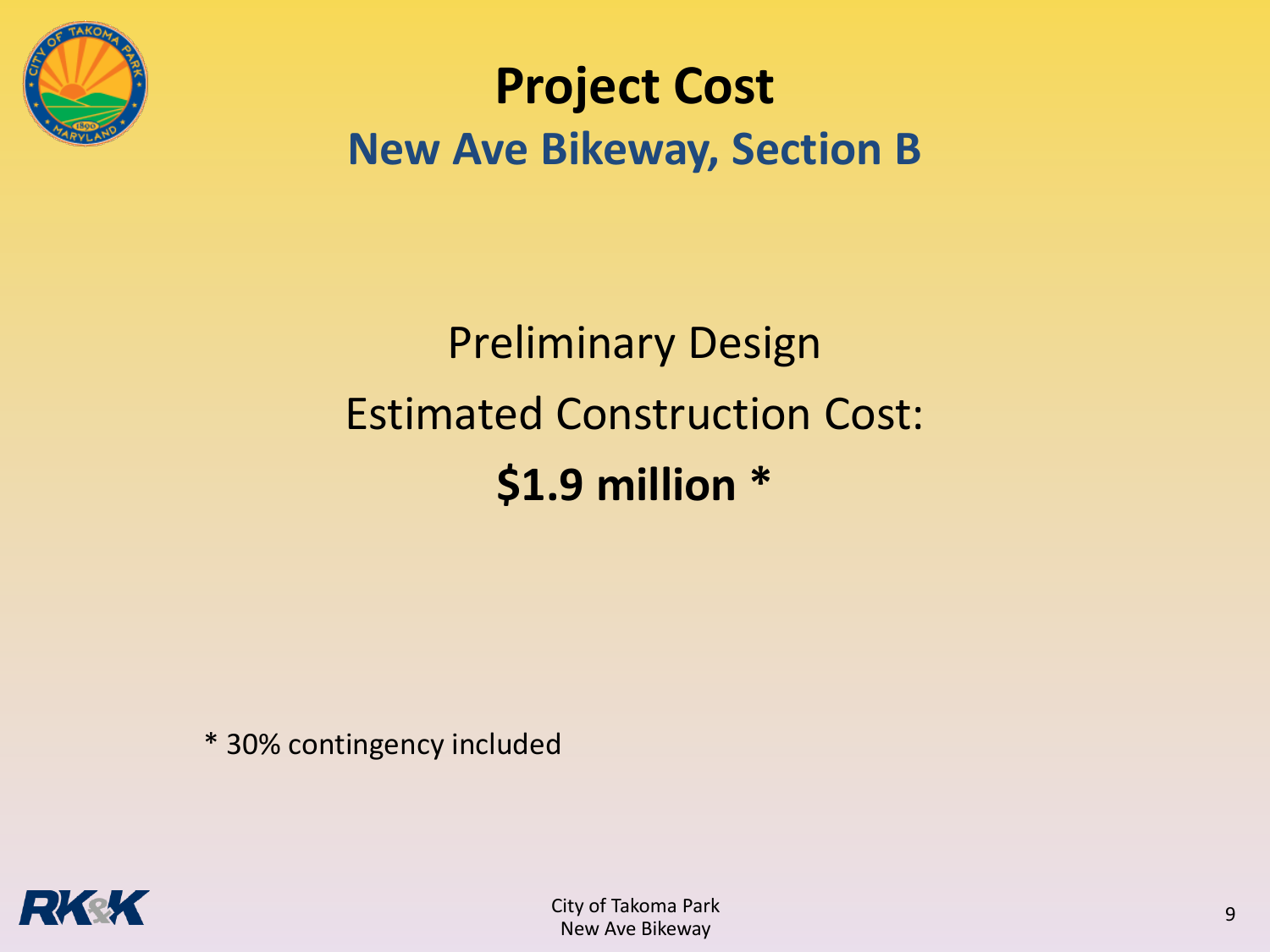# Project Cost

## New Ave Bikeway, Section B

Preliminary Design

Estimated Construction Cost:

**$1.9 million ***

* 30% contingency included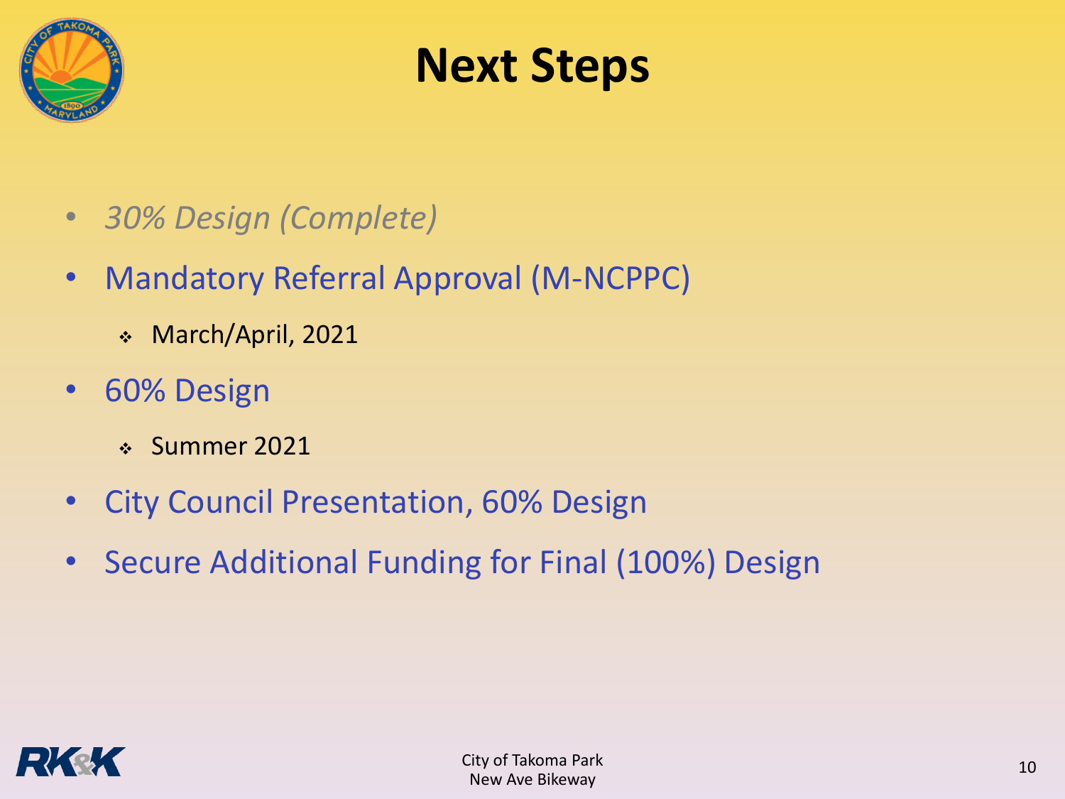# Next Steps

- *30% Design (Complete)*
- Mandatory Referral Approval (M-NCPPC)
  - March/April, 2021
- 60% Design
  - Summer 2021
- City Council Presentation, 60% Design
- Secure Additional Funding for Final (100%) Design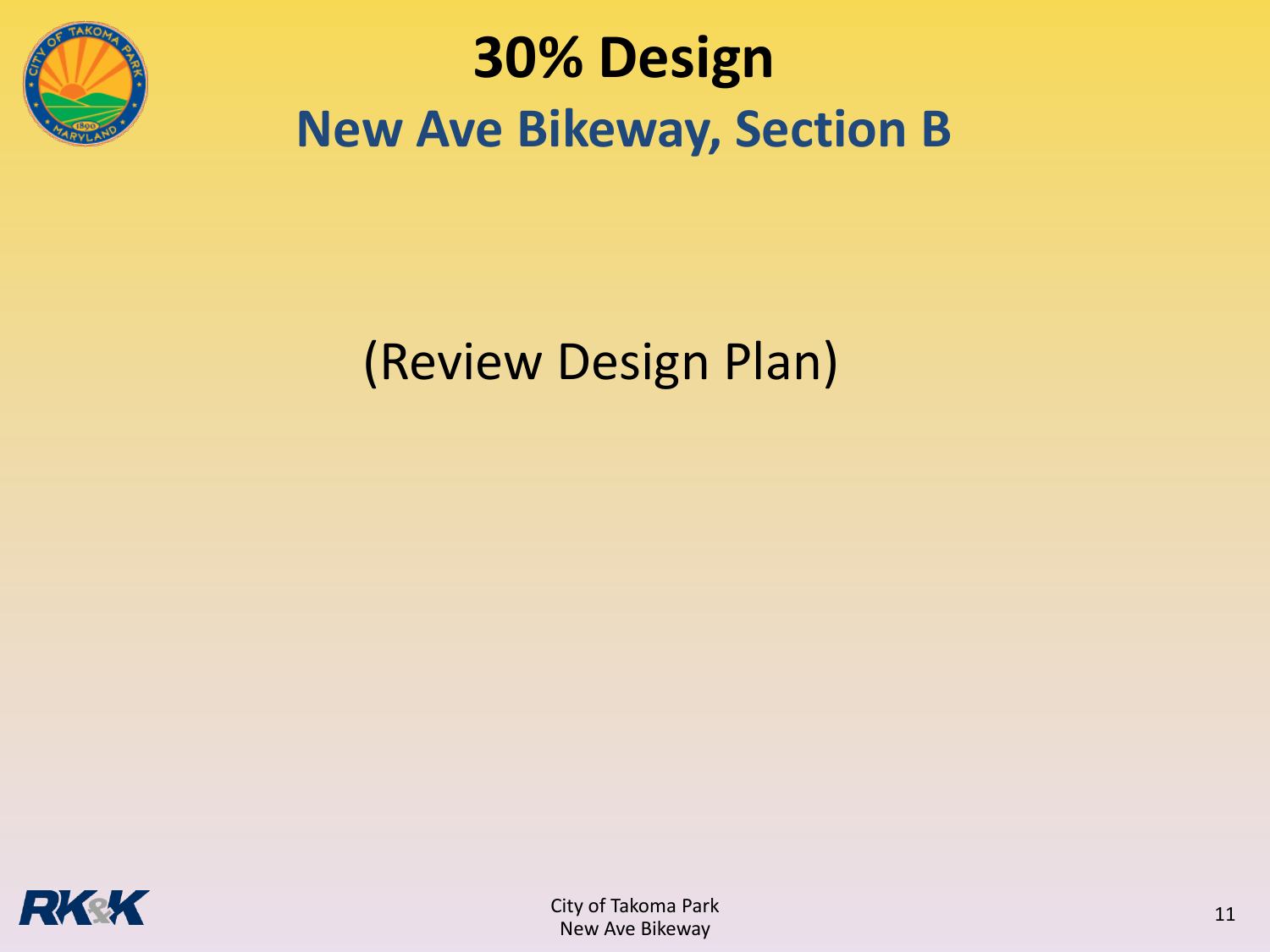# 30% Design

## New Ave Bikeway, Section B

(Review Design Plan)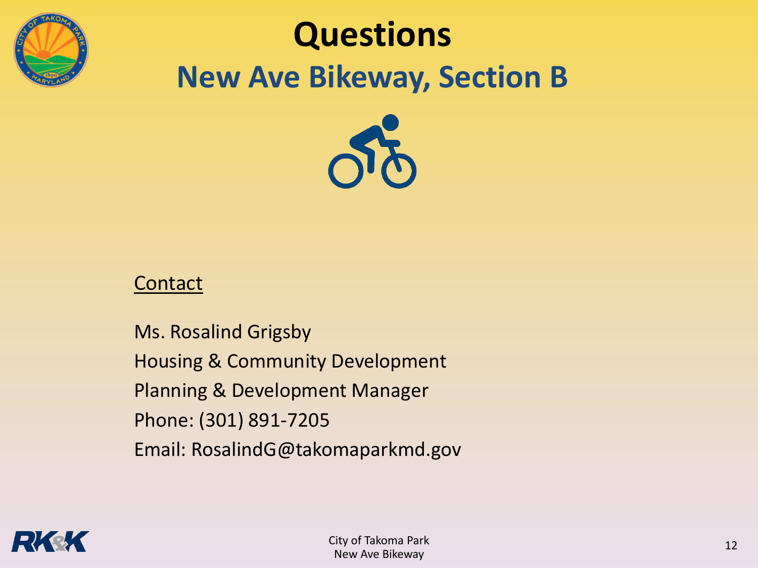# Questions

## New Ave Bikeway, Section B

Contact

Ms. Rosalind Grigsby
Housing & Community Development
Planning & Development Manager
Phone: (301) 891-7205
Email: RosalindG@takomaparkmd.gov